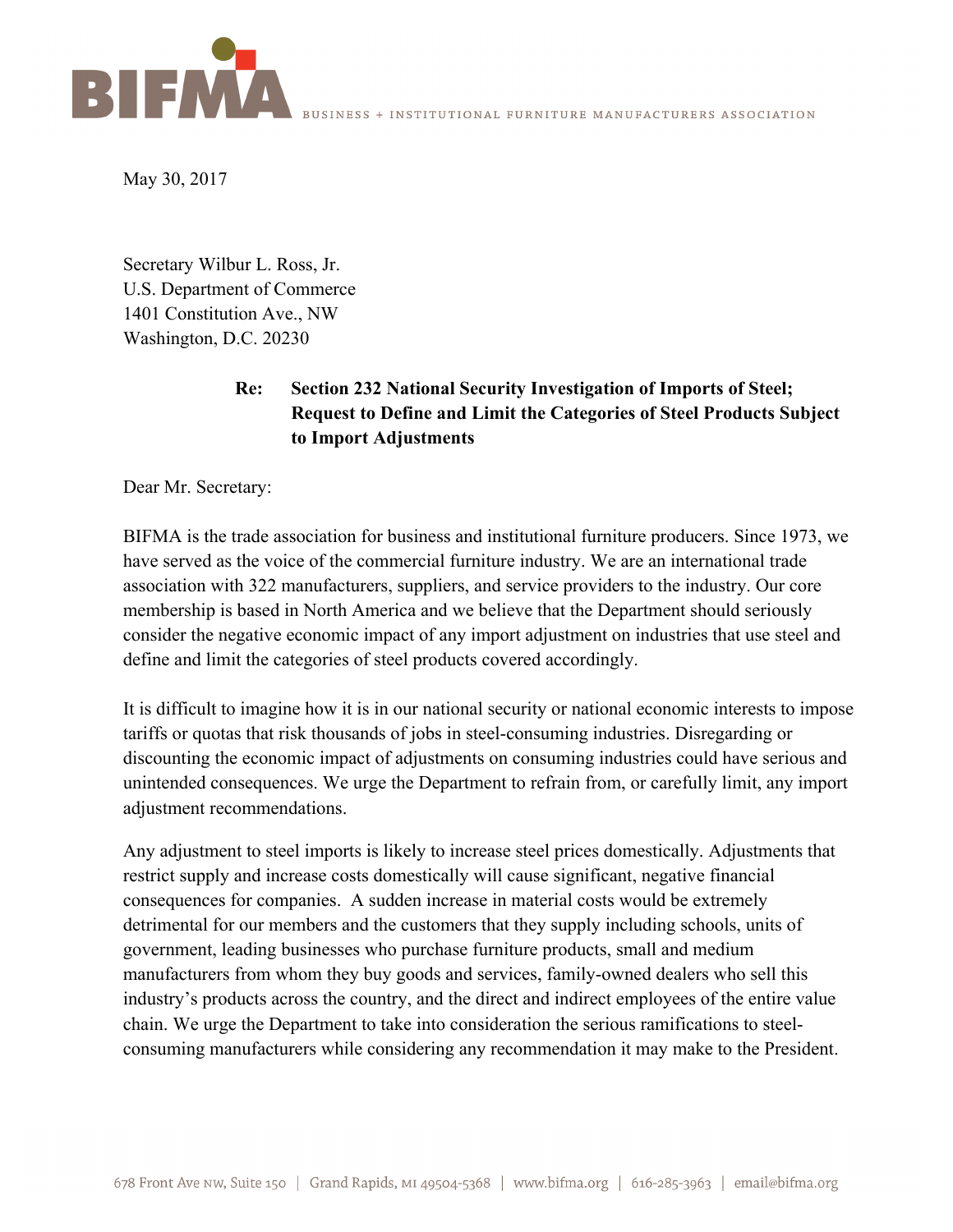BIFMA — BUSINESS + INSTITUTIONAL FURNITURE MANUFACTURERS ASSOCIATION

May 30, 2017

Secretary Wilbur L. Ross, Jr.
U.S. Department of Commerce
1401 Constitution Ave., NW
Washington, D.C. 20230

**Re: Section 232 National Security Investigation of Imports of Steel; Request to Define and Limit the Categories of Steel Products Subject to Import Adjustments**

Dear Mr. Secretary:

BIFMA is the trade association for business and institutional furniture producers. Since 1973, we have served as the voice of the commercial furniture industry. We are an international trade association with 322 manufacturers, suppliers, and service providers to the industry. Our core membership is based in North America and we believe that the Department should seriously consider the negative economic impact of any import adjustment on industries that use steel and define and limit the categories of steel products covered accordingly.

It is difficult to imagine how it is in our national security or national economic interests to impose tariffs or quotas that risk thousands of jobs in steel-consuming industries. Disregarding or discounting the economic impact of adjustments on consuming industries could have serious and unintended consequences. We urge the Department to refrain from, or carefully limit, any import adjustment recommendations.

Any adjustment to steel imports is likely to increase steel prices domestically. Adjustments that restrict supply and increase costs domestically will cause significant, negative financial consequences for companies. A sudden increase in material costs would be extremely detrimental for our members and the customers that they supply including schools, units of government, leading businesses who purchase furniture products, small and medium manufacturers from whom they buy goods and services, family-owned dealers who sell this industry's products across the country, and the direct and indirect employees of the entire value chain. We urge the Department to take into consideration the serious ramifications to steel-consuming manufacturers while considering any recommendation it may make to the President.

678 Front Ave NW, Suite 150 | Grand Rapids, MI 49504-5368 | www.bifma.org | 616-285-3963 | email@bifma.org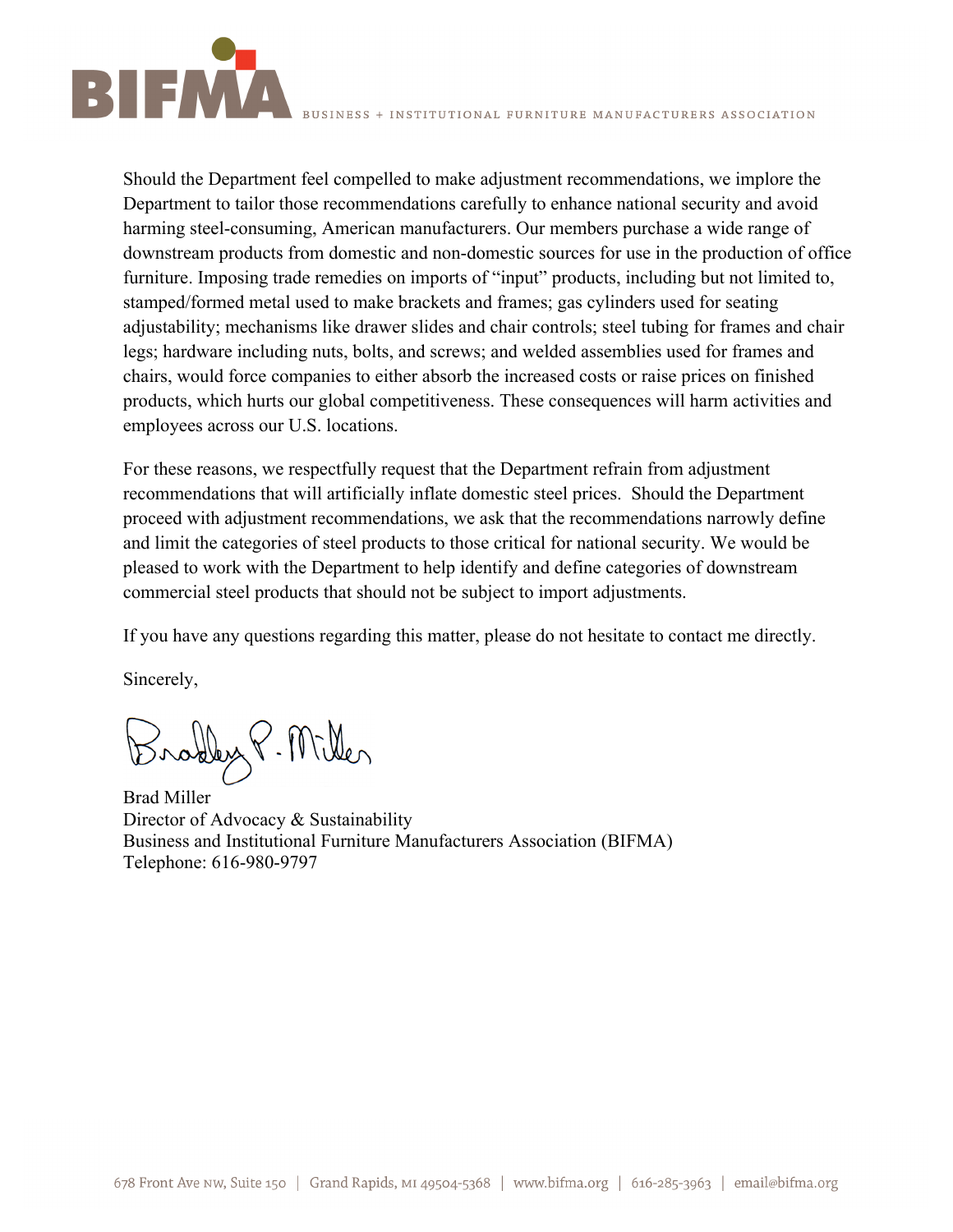Should the Department feel compelled to make adjustment recommendations, we implore the Department to tailor those recommendations carefully to enhance national security and avoid harming steel-consuming, American manufacturers. Our members purchase a wide range of downstream products from domestic and non-domestic sources for use in the production of office furniture. Imposing trade remedies on imports of "input" products, including but not limited to, stamped/formed metal used to make brackets and frames; gas cylinders used for seating adjustability; mechanisms like drawer slides and chair controls; steel tubing for frames and chair legs; hardware including nuts, bolts, and screws; and welded assemblies used for frames and chairs, would force companies to either absorb the increased costs or raise prices on finished products, which hurts our global competitiveness. These consequences will harm activities and employees across our U.S. locations.

For these reasons, we respectfully request that the Department refrain from adjustment recommendations that will artificially inflate domestic steel prices. Should the Department proceed with adjustment recommendations, we ask that the recommendations narrowly define and limit the categories of steel products to those critical for national security. We would be pleased to work with the Department to help identify and define categories of downstream commercial steel products that should not be subject to import adjustments.

If you have any questions regarding this matter, please do not hesitate to contact me directly.

Sincerely,

Bradley P. Miller

Brad Miller
Director of Advocacy & Sustainability
Business and Institutional Furniture Manufacturers Association (BIFMA)
Telephone: 616-980-9797